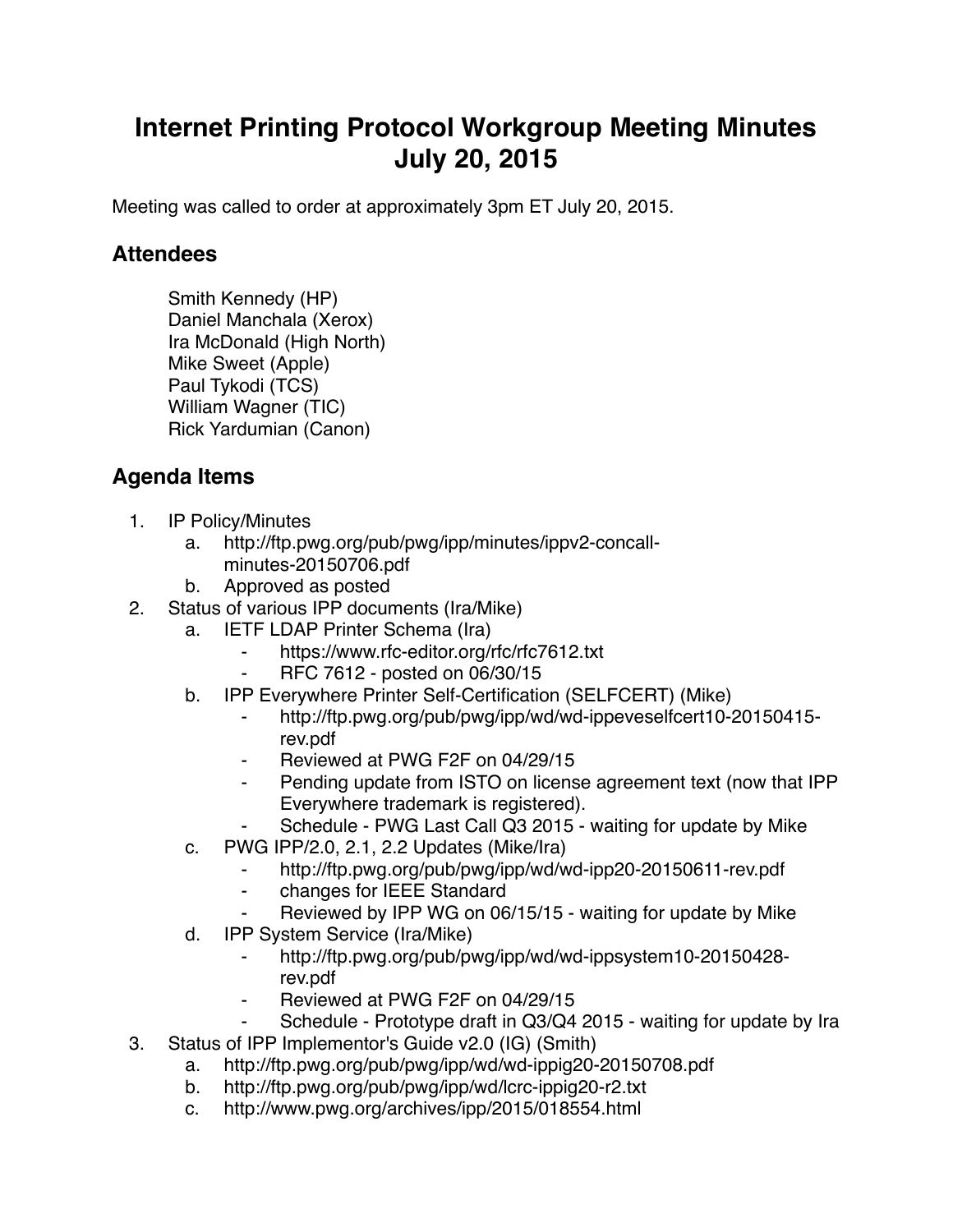# Internet Printing Protocol Workgroup Meeting Minutes July 20, 2015

Meeting was called to order at approximately 3pm ET July 20, 2015.

## Attendees

Smith Kennedy (HP)
Daniel Manchala (Xerox)
Ira McDonald (High North)
Mike Sweet (Apple)
Paul Tykodi (TCS)
William Wagner (TIC)
Rick Yardumian (Canon)

## Agenda Items

1. IP Policy/Minutes
    a. http://ftp.pwg.org/pub/pwg/ipp/minutes/ippv2-concall-minutes-20150706.pdf
    b. Approved as posted
2. Status of various IPP documents (Ira/Mike)
    a. IETF LDAP Printer Schema (Ira)
        - https://www.rfc-editor.org/rfc/rfc7612.txt
        - RFC 7612 - posted on 06/30/15
    b. IPP Everywhere Printer Self-Certification (SELFCERT) (Mike)
        - http://ftp.pwg.org/pub/pwg/ipp/wd/wd-ippeveselfcert10-20150415-rev.pdf
        - Reviewed at PWG F2F on 04/29/15
        - Pending update from ISTO on license agreement text (now that IPP Everywhere trademark is registered).
        - Schedule - PWG Last Call Q3 2015 - waiting for update by Mike
    c. PWG IPP/2.0, 2.1, 2.2 Updates (Mike/Ira)
        - http://ftp.pwg.org/pub/pwg/ipp/wd/wd-ipp20-20150611-rev.pdf
        - changes for IEEE Standard
        - Reviewed by IPP WG on 06/15/15 - waiting for update by Mike
    d. IPP System Service (Ira/Mike)
        - http://ftp.pwg.org/pub/pwg/ipp/wd/wd-ippsystem10-20150428-rev.pdf
        - Reviewed at PWG F2F on 04/29/15
        - Schedule - Prototype draft in Q3/Q4 2015 - waiting for update by Ira
3. Status of IPP Implementor's Guide v2.0 (IG) (Smith)
    a. http://ftp.pwg.org/pub/pwg/ipp/wd/wd-ippig20-20150708.pdf
    b. http://ftp.pwg.org/pub/pwg/ipp/wd/lcrc-ippig20-r2.txt
    c. http://www.pwg.org/archives/ipp/2015/018554.html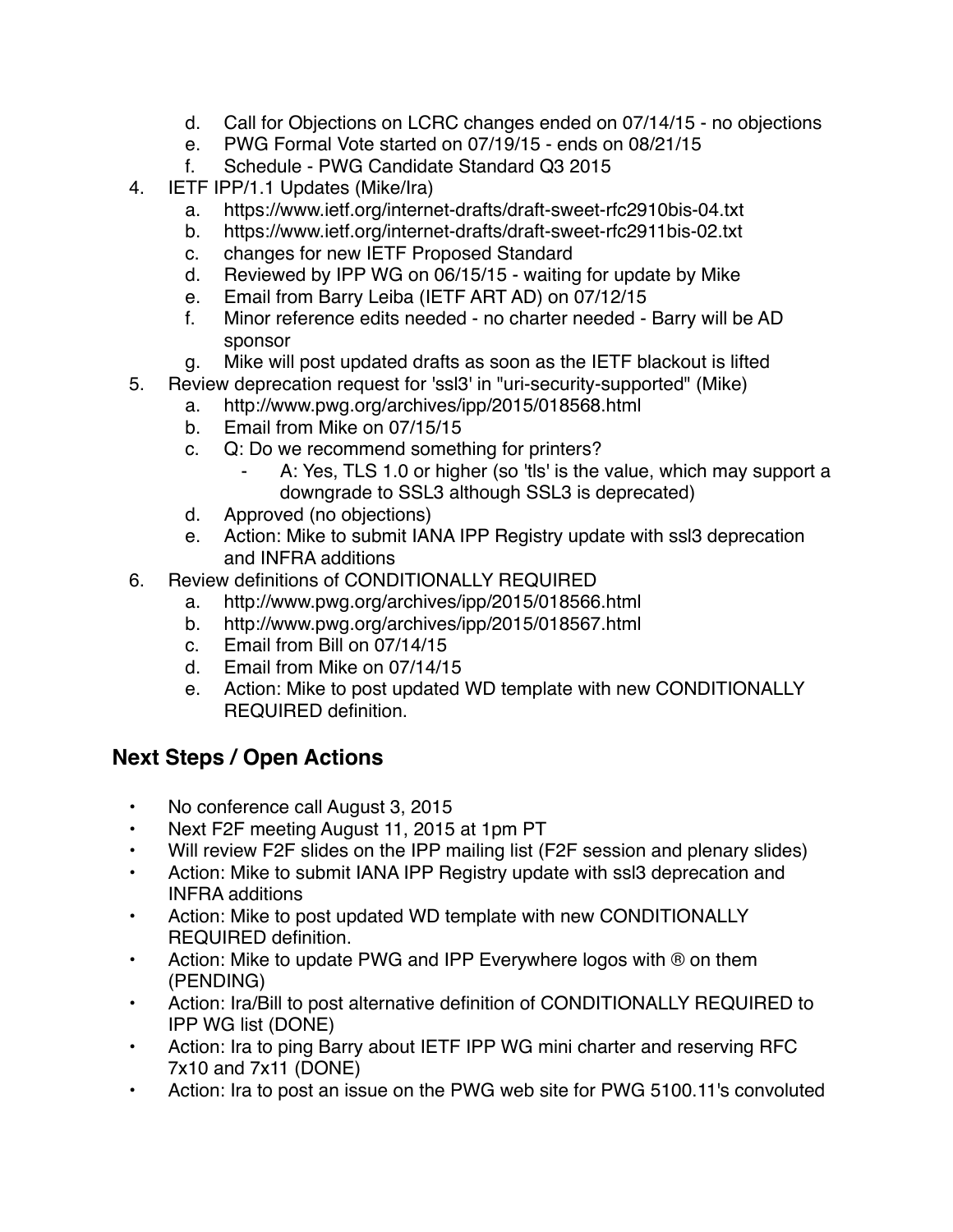d. Call for Objections on LCRC changes ended on 07/14/15 - no objections
   e. PWG Formal Vote started on 07/19/15 - ends on 08/21/15
   f. Schedule - PWG Candidate Standard Q3 2015

4. IETF IPP/1.1 Updates (Mike/Ira)
   a. https://www.ietf.org/internet-drafts/draft-sweet-rfc2910bis-04.txt
   b. https://www.ietf.org/internet-drafts/draft-sweet-rfc2911bis-02.txt
   c. changes for new IETF Proposed Standard
   d. Reviewed by IPP WG on 06/15/15 - waiting for update by Mike
   e. Email from Barry Leiba (IETF ART AD) on 07/12/15
   f. Minor reference edits needed - no charter needed - Barry will be AD sponsor
   g. Mike will post updated drafts as soon as the IETF blackout is lifted
5. Review deprecation request for 'ssl3' in "uri-security-supported" (Mike)
   a. http://www.pwg.org/archives/ipp/2015/018568.html
   b. Email from Mike on 07/15/15
   c. Q: Do we recommend something for printers?
      - A: Yes, TLS 1.0 or higher (so 'tls' is the value, which may support a downgrade to SSL3 although SSL3 is deprecated)
   d. Approved (no objections)
   e. Action: Mike to submit IANA IPP Registry update with ssl3 deprecation and INFRA additions
6. Review definitions of CONDITIONALLY REQUIRED
   a. http://www.pwg.org/archives/ipp/2015/018566.html
   b. http://www.pwg.org/archives/ipp/2015/018567.html
   c. Email from Bill on 07/14/15
   d. Email from Mike on 07/14/15
   e. Action: Mike to post updated WD template with new CONDITIONALLY REQUIRED definition.

## Next Steps / Open Actions

- No conference call August 3, 2015
- Next F2F meeting August 11, 2015 at 1pm PT
- Will review F2F slides on the IPP mailing list (F2F session and plenary slides)
- Action: Mike to submit IANA IPP Registry update with ssl3 deprecation and INFRA additions
- Action: Mike to post updated WD template with new CONDITIONALLY REQUIRED definition.
- Action: Mike to update PWG and IPP Everywhere logos with ® on them (PENDING)
- Action: Ira/Bill to post alternative definition of CONDITIONALLY REQUIRED to IPP WG list (DONE)
- Action: Ira to ping Barry about IETF IPP WG mini charter and reserving RFC 7x10 and 7x11 (DONE)
- Action: Ira to post an issue on the PWG web site for PWG 5100.11's convoluted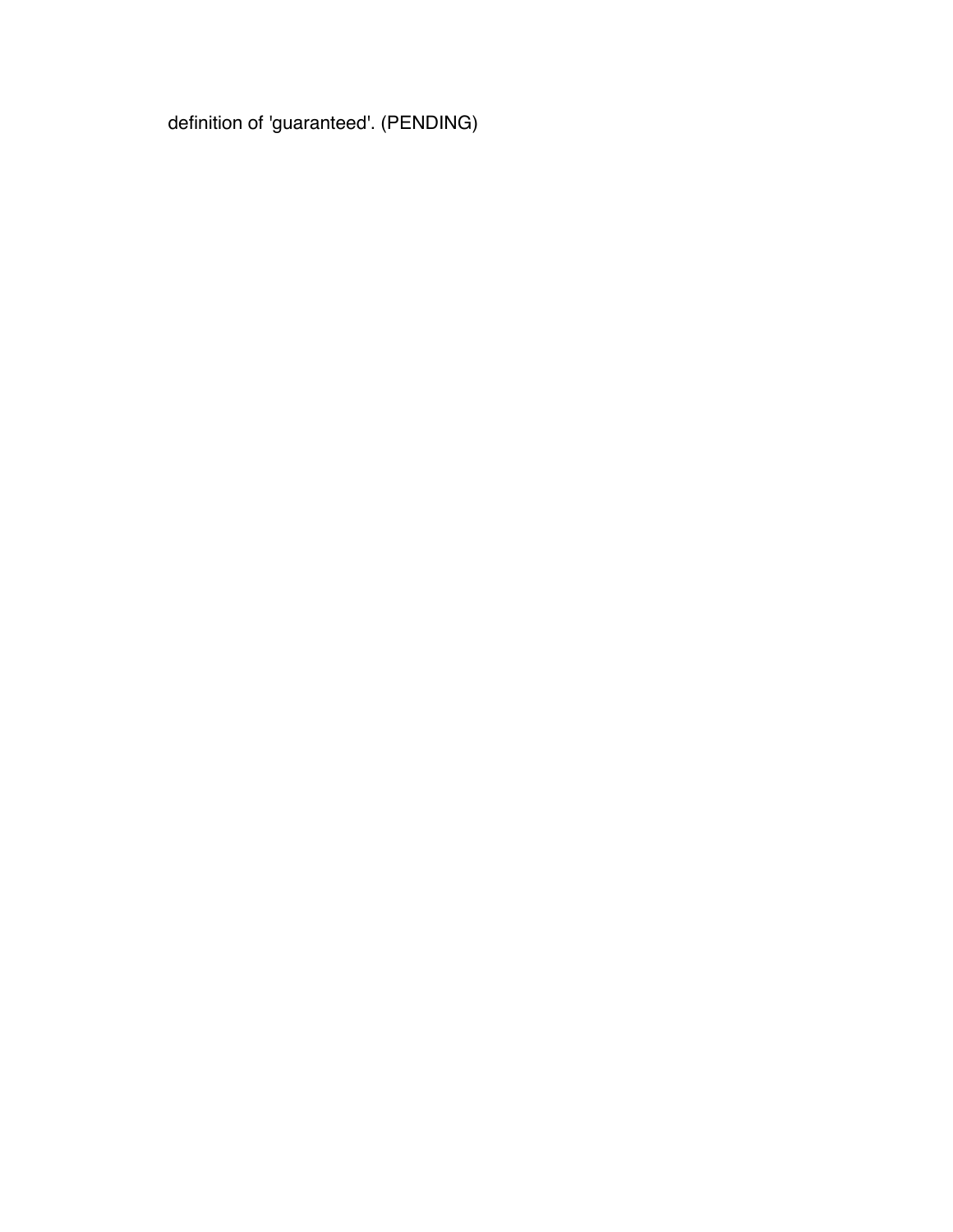definition of 'guaranteed'. (PENDING)